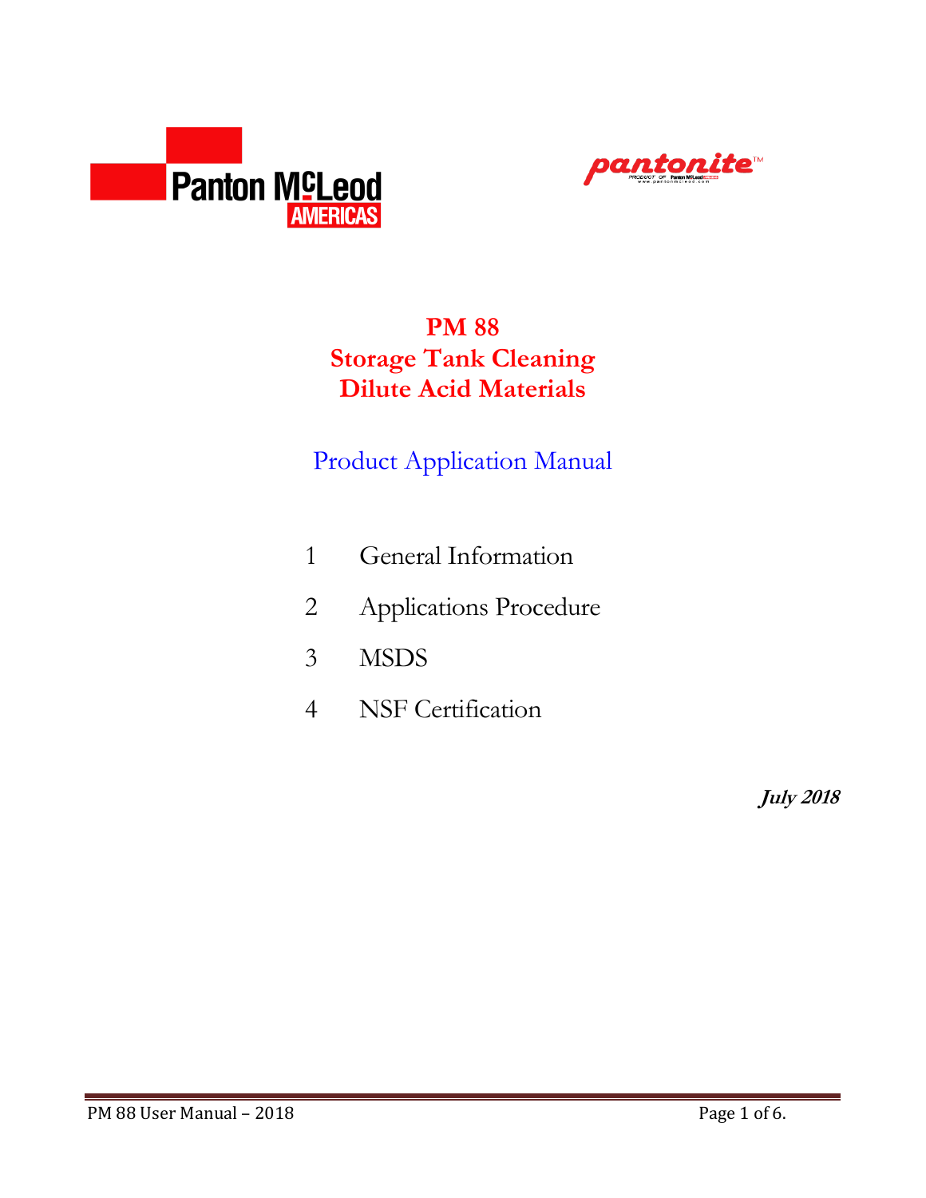Panton McLeod AMERICAS

pantonite™

# PM 88
# Storage Tank Cleaning
# Dilute Acid Materials

## Product Application Manual

1 General Information

2 Applications Procedure

3 MSDS

4 NSF Certification

***July 2018***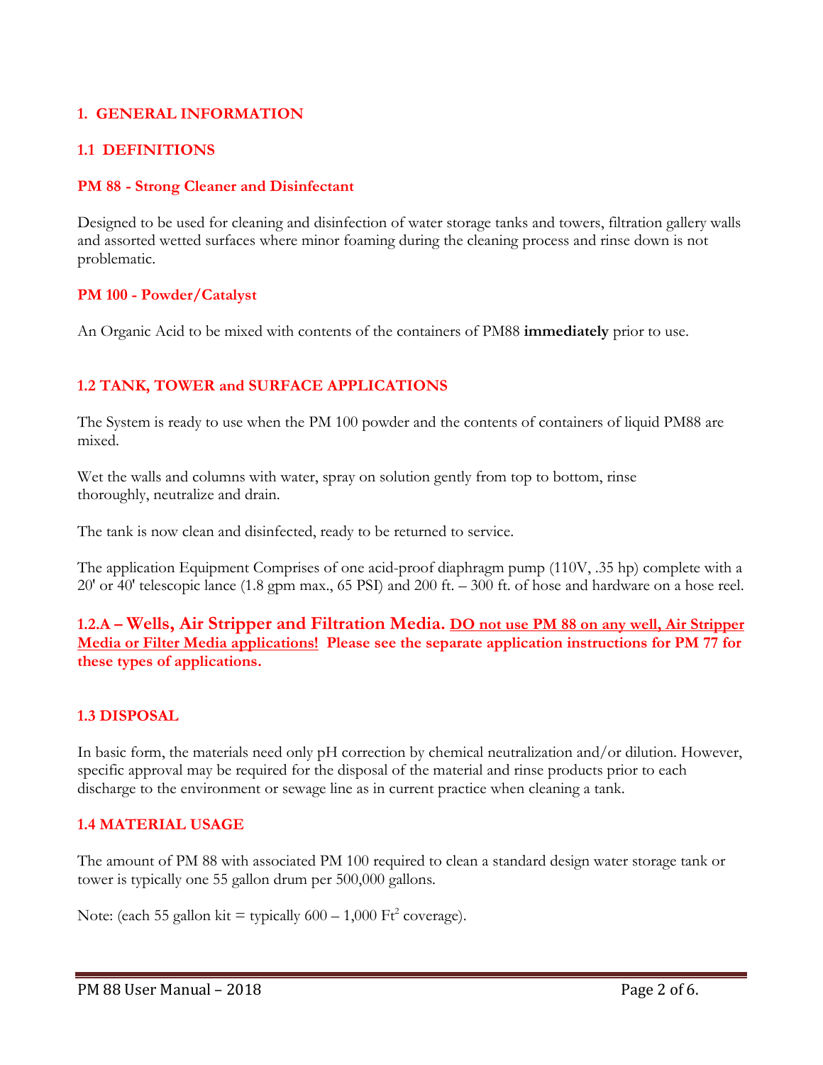## 1. GENERAL INFORMATION

### 1.1 DEFINITIONS

**PM 88 - Strong Cleaner and Disinfectant**

Designed to be used for cleaning and disinfection of water storage tanks and towers, filtration gallery walls and assorted wetted surfaces where minor foaming during the cleaning process and rinse down is not problematic.

**PM 100 - Powder/Catalyst**

An Organic Acid to be mixed with contents of the containers of PM88 **immediately** prior to use.

### 1.2 TANK, TOWER and SURFACE APPLICATIONS

The System is ready to use when the PM 100 powder and the contents of containers of liquid PM88 are mixed.

Wet the walls and columns with water, spray on solution gently from top to bottom, rinse thoroughly, neutralize and drain.

The tank is now clean and disinfected, ready to be returned to service.

The application Equipment Comprises of one acid-proof diaphragm pump (110V, .35 hp) complete with a 20' or 40' telescopic lance (1.8 gpm max., 65 PSI) and 200 ft. – 300 ft. of hose and hardware on a hose reel.

**1.2.A – Wells, Air Stripper and Filtration Media. <u>DO not use PM 88 on any well, Air Stripper Media or Filter Media applications!</u> Please see the separate application instructions for PM 77 for these types of applications.**

### 1.3 DISPOSAL

In basic form, the materials need only pH correction by chemical neutralization and/or dilution. However, specific approval may be required for the disposal of the material and rinse products prior to each discharge to the environment or sewage line as in current practice when cleaning a tank.

### 1.4 MATERIAL USAGE

The amount of PM 88 with associated PM 100 required to clean a standard design water storage tank or tower is typically one 55 gallon drum per 500,000 gallons.

Note: (each 55 gallon kit = typically 600 – 1,000 $Ft^2$ coverage).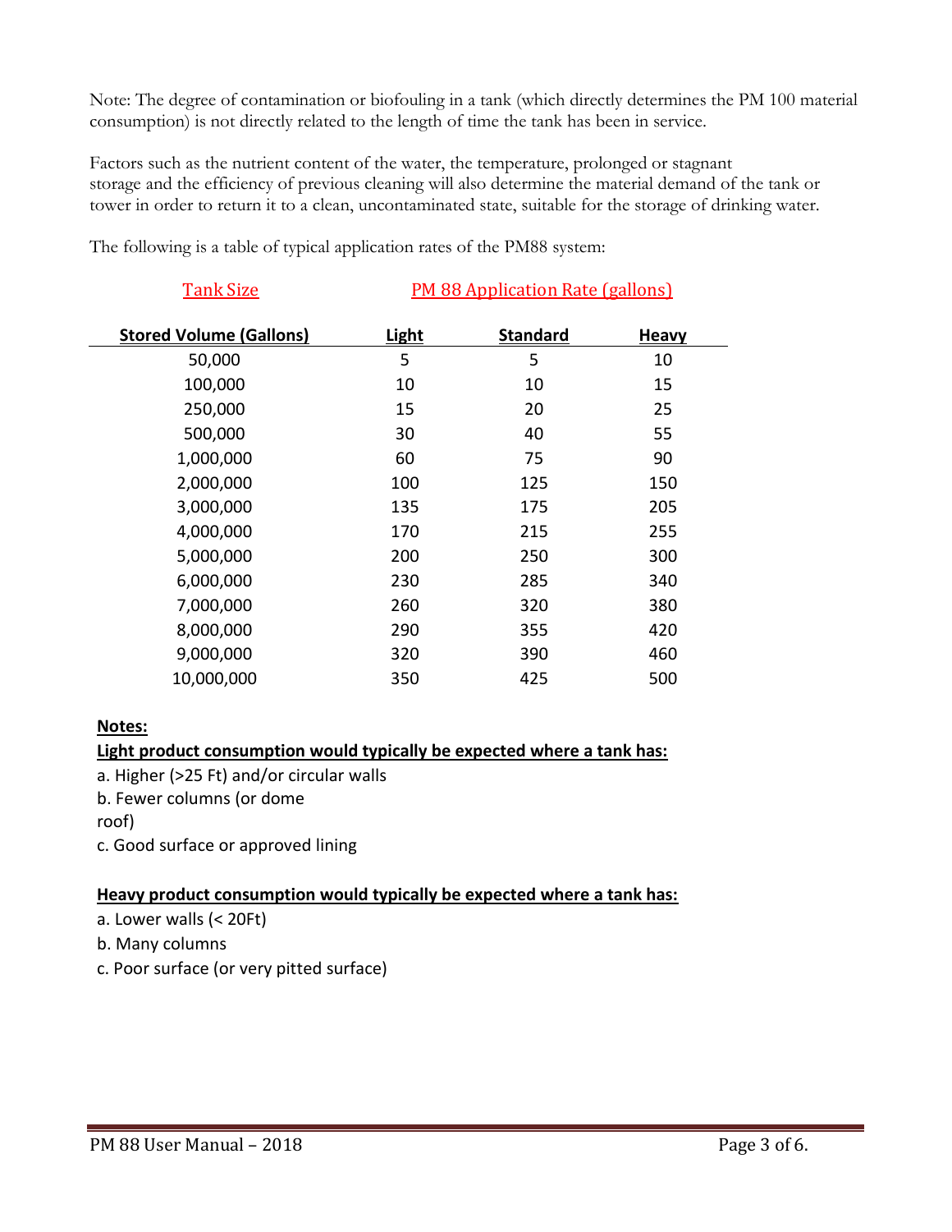Note: The degree of contamination or biofouling in a tank (which directly determines the PM 100 material consumption) is not directly related to the length of time the tank has been in service.

Factors such as the nutrient content of the water, the temperature, prolonged or stagnant storage and the efficiency of previous cleaning will also determine the material demand of the tank or tower in order to return it to a clean, uncontaminated state, suitable for the storage of drinking water.

The following is a table of typical application rates of the PM88 system:

| Tank Size | PM 88 Application Rate (gallons) | | |
|---|---|---|---|
| **Stored Volume (Gallons)** | **Light** | **Standard** | **Heavy** |
| 50,000 | 5 | 5 | 10 |
| 100,000 | 10 | 10 | 15 |
| 250,000 | 15 | 20 | 25 |
| 500,000 | 30 | 40 | 55 |
| 1,000,000 | 60 | 75 | 90 |
| 2,000,000 | 100 | 125 | 150 |
| 3,000,000 | 135 | 175 | 205 |
| 4,000,000 | 170 | 215 | 255 |
| 5,000,000 | 200 | 250 | 300 |
| 6,000,000 | 230 | 285 | 340 |
| 7,000,000 | 260 | 320 | 380 |
| 8,000,000 | 290 | 355 | 420 |
| 9,000,000 | 320 | 390 | 460 |
| 10,000,000 | 350 | 425 | 500 |

**Notes:**

**Light product consumption would typically be expected where a tank has:**

a. Higher (>25 Ft) and/or circular walls
b. Fewer columns (or dome roof)
c. Good surface or approved lining

**Heavy product consumption would typically be expected where a tank has:**

a. Lower walls (< 20Ft)
b. Many columns
c. Poor surface (or very pitted surface)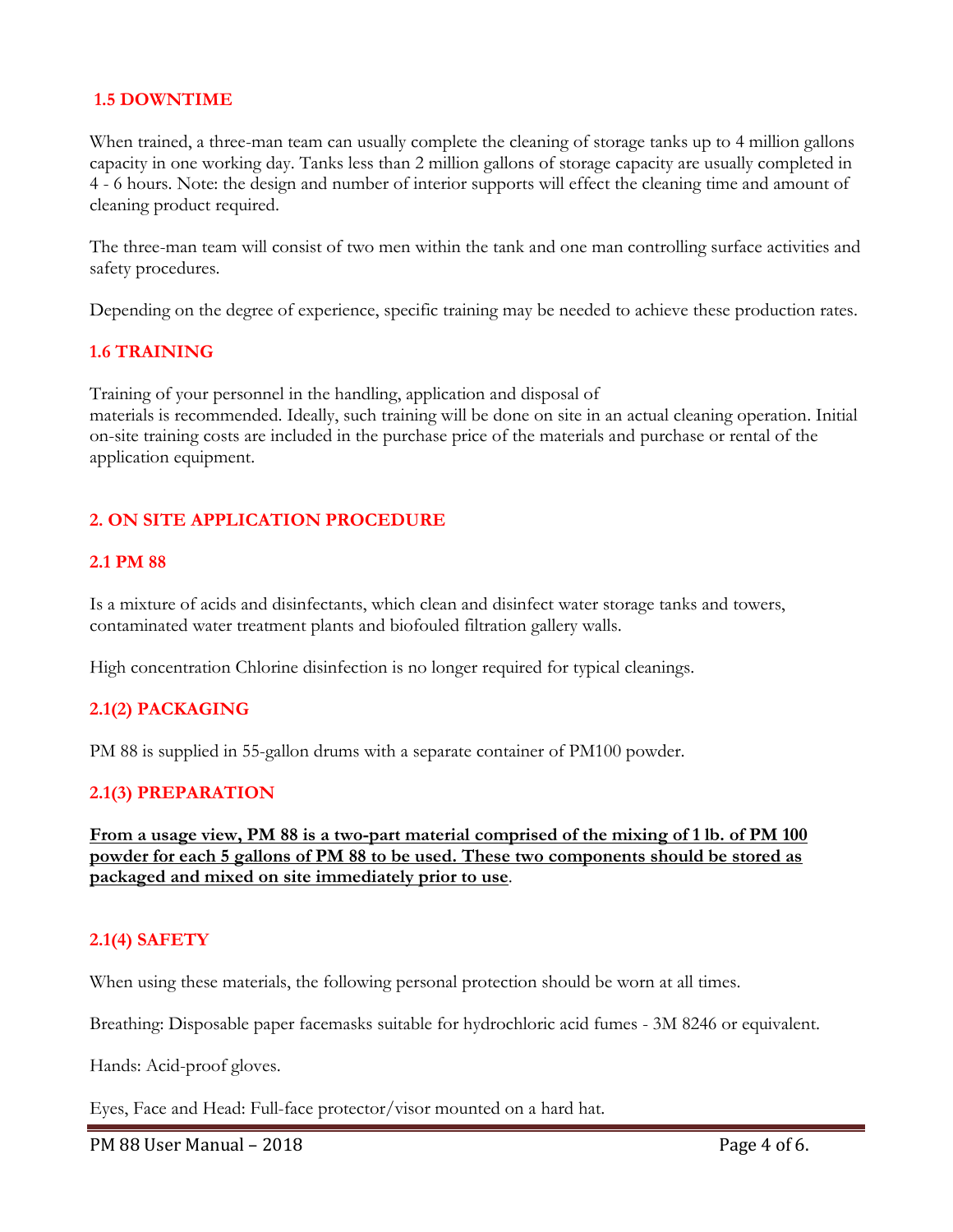### 1.5 DOWNTIME

When trained, a three-man team can usually complete the cleaning of storage tanks up to 4 million gallons capacity in one working day. Tanks less than 2 million gallons of storage capacity are usually completed in 4 - 6 hours. Note: the design and number of interior supports will effect the cleaning time and amount of cleaning product required.

The three-man team will consist of two men within the tank and one man controlling surface activities and safety procedures.

Depending on the degree of experience, specific training may be needed to achieve these production rates.

### 1.6 TRAINING

Training of your personnel in the handling, application and disposal of materials is recommended. Ideally, such training will be done on site in an actual cleaning operation. Initial on-site training costs are included in the purchase price of the materials and purchase or rental of the application equipment.

## 2. ON SITE APPLICATION PROCEDURE

### 2.1 PM 88

Is a mixture of acids and disinfectants, which clean and disinfect water storage tanks and towers, contaminated water treatment plants and biofouled filtration gallery walls.

High concentration Chlorine disinfection is no longer required for typical cleanings.

### 2.1(2) PACKAGING

PM 88 is supplied in 55-gallon drums with a separate container of PM100 powder.

### 2.1(3) PREPARATION

**<u>From a usage view, PM 88 is a two-part material comprised of the mixing of 1 lb. of PM 100 powder for each 5 gallons of PM 88 to be used. These two components should be stored as packaged and mixed on site immediately prior to use</u>**.

### 2.1(4) SAFETY

When using these materials, the following personal protection should be worn at all times.

Breathing: Disposable paper facemasks suitable for hydrochloric acid fumes - 3M 8246 or equivalent.

Hands: Acid-proof gloves.

Eyes, Face and Head: Full-face protector/visor mounted on a hard hat.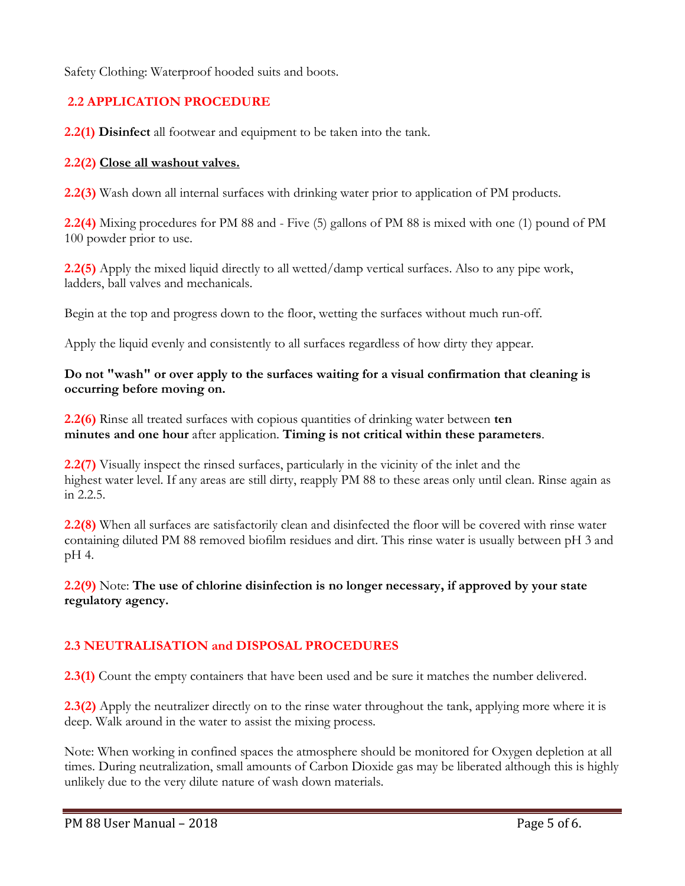Safety Clothing: Waterproof hooded suits and boots.

## 2.2 APPLICATION PROCEDURE

**2.2(1)** **Disinfect** all footwear and equipment to be taken into the tank.

**2.2(2)** **Close all washout valves.**

**2.2(3)** Wash down all internal surfaces with drinking water prior to application of PM products.

**2.2(4)** Mixing procedures for PM 88 and - Five (5) gallons of PM 88 is mixed with one (1) pound of PM 100 powder prior to use.

**2.2(5)** Apply the mixed liquid directly to all wetted/damp vertical surfaces. Also to any pipe work, ladders, ball valves and mechanicals.

Begin at the top and progress down to the floor, wetting the surfaces without much run-off.

Apply the liquid evenly and consistently to all surfaces regardless of how dirty they appear.

**Do not "wash" or over apply to the surfaces waiting for a visual confirmation that cleaning is occurring before moving on.**

**2.2(6)** Rinse all treated surfaces with copious quantities of drinking water between **ten minutes and one hour** after application. **Timing is not critical within these parameters**.

**2.2(7)** Visually inspect the rinsed surfaces, particularly in the vicinity of the inlet and the highest water level. If any areas are still dirty, reapply PM 88 to these areas only until clean. Rinse again as in 2.2.5.

**2.2(8)** When all surfaces are satisfactorily clean and disinfected the floor will be covered with rinse water containing diluted PM 88 removed biofilm residues and dirt. This rinse water is usually between pH 3 and pH 4.

**2.2(9)** Note: **The use of chlorine disinfection is no longer necessary, if approved by your state regulatory agency.**

## 2.3 NEUTRALISATION and DISPOSAL PROCEDURES

**2.3(1)** Count the empty containers that have been used and be sure it matches the number delivered.

**2.3(2)** Apply the neutralizer directly on to the rinse water throughout the tank, applying more where it is deep. Walk around in the water to assist the mixing process.

Note: When working in confined spaces the atmosphere should be monitored for Oxygen depletion at all times. During neutralization, small amounts of Carbon Dioxide gas may be liberated although this is highly unlikely due to the very dilute nature of wash down materials.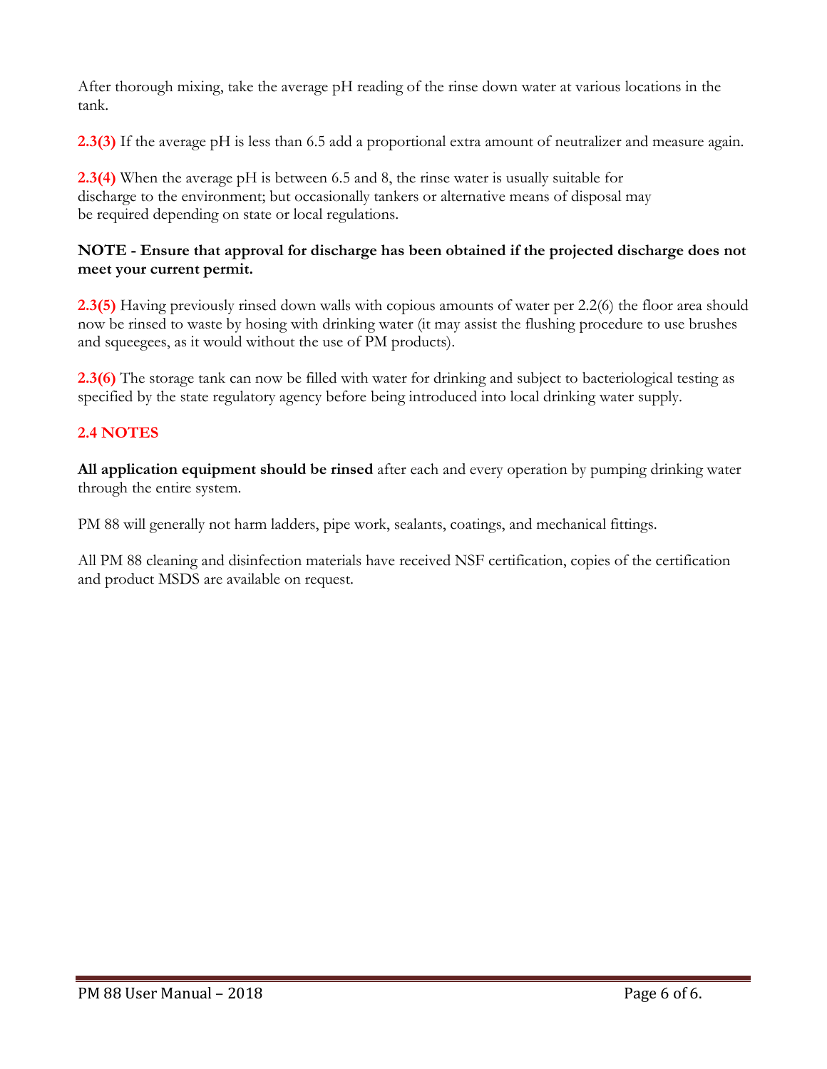After thorough mixing, take the average pH reading of the rinse down water at various locations in the tank.

**2.3(3)** If the average pH is less than 6.5 add a proportional extra amount of neutralizer and measure again.

**2.3(4)** When the average pH is between 6.5 and 8, the rinse water is usually suitable for discharge to the environment; but occasionally tankers or alternative means of disposal may be required depending on state or local regulations.

**NOTE - Ensure that approval for discharge has been obtained if the projected discharge does not meet your current permit.**

**2.3(5)** Having previously rinsed down walls with copious amounts of water per 2.2(6) the floor area should now be rinsed to waste by hosing with drinking water (it may assist the flushing procedure to use brushes and squeegees, as it would without the use of PM products).

**2.3(6)** The storage tank can now be filled with water for drinking and subject to bacteriological testing as specified by the state regulatory agency before being introduced into local drinking water supply.

## 2.4 NOTES

**All application equipment should be rinsed** after each and every operation by pumping drinking water through the entire system.

PM 88 will generally not harm ladders, pipe work, sealants, coatings, and mechanical fittings.

All PM 88 cleaning and disinfection materials have received NSF certification, copies of the certification and product MSDS are available on request.